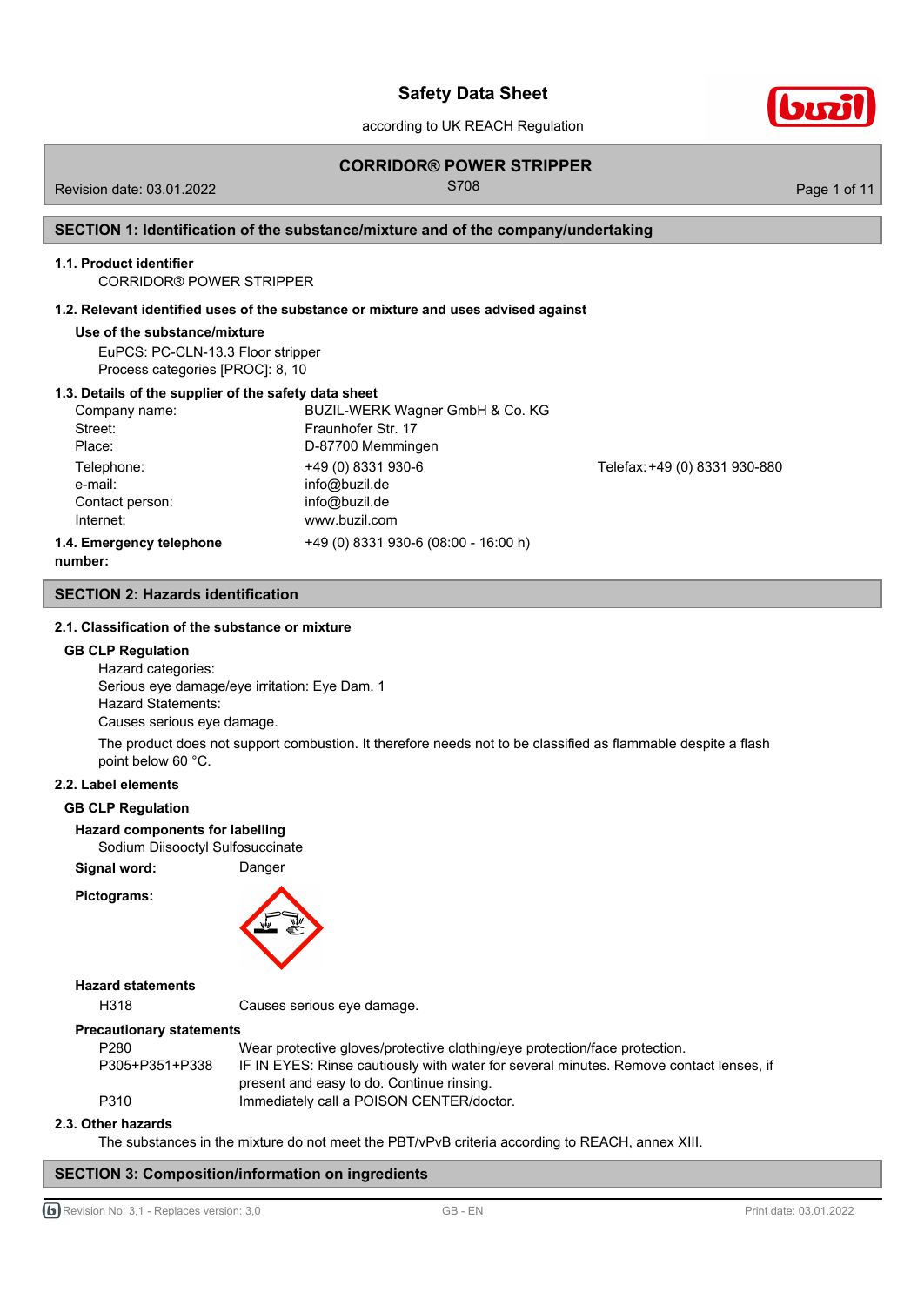# Safety Data Sheet

according to UK REACH Regulation

## CORRIDOR® POWER STRIPPER

Revision date: 03.01.2022 — S708

## SECTION 1: Identification of the substance/mixture and of the company/undertaking

### 1.1. Product identifier

CORRIDOR® POWER STRIPPER

### 1.2. Relevant identified uses of the substance or mixture and uses advised against

**Use of the substance/mixture**

EuPCS: PC-CLN-13.3 Floor stripper
Process categories [PROC]: 8, 10

### 1.3. Details of the supplier of the safety data sheet

| | | |
|---|---|---|
| Company name: | BUZIL-WERK Wagner GmbH & Co. KG | |
| Street: | Fraunhofer Str. 17 | |
| Place: | D-87700 Memmingen | |
| Telephone: | +49 (0) 8331 930-6 | Telefax: +49 (0) 8331 930-880 |
| e-mail: | info@buzil.de | |
| Contact person: | info@buzil.de | |
| Internet: | www.buzil.com | |

### 1.4. Emergency telephone number:

+49 (0) 8331 930-6 (08:00 - 16:00 h)

## SECTION 2: Hazards identification

### 2.1. Classification of the substance or mixture

**GB CLP Regulation**

Hazard categories:
Serious eye damage/eye irritation: Eye Dam. 1
Hazard Statements:
Causes serious eye damage.

The product does not support combustion. It therefore needs not to be classified as flammable despite a flash point below 60 °C.

### 2.2. Label elements

**GB CLP Regulation**

**Hazard components for labelling**

Sodium Diisooctyl Sulfosuccinate

**Signal word:** Danger

**Pictograms:**

**Hazard statements**

| | |
|---|---|
| H318 | Causes serious eye damage. |

**Precautionary statements**

| | |
|---|---|
| P280 | Wear protective gloves/protective clothing/eye protection/face protection. |
| P305+P351+P338 | IF IN EYES: Rinse cautiously with water for several minutes. Remove contact lenses, if present and easy to do. Continue rinsing. |
| P310 | Immediately call a POISON CENTER/doctor. |

### 2.3. Other hazards

The substances in the mixture do not meet the PBT/vPvB criteria according to REACH, annex XIII.

## SECTION 3: Composition/information on ingredients

Revision No: 3,1 - Replaces version: 3,0 — GB - EN — Print date: 03.01.2022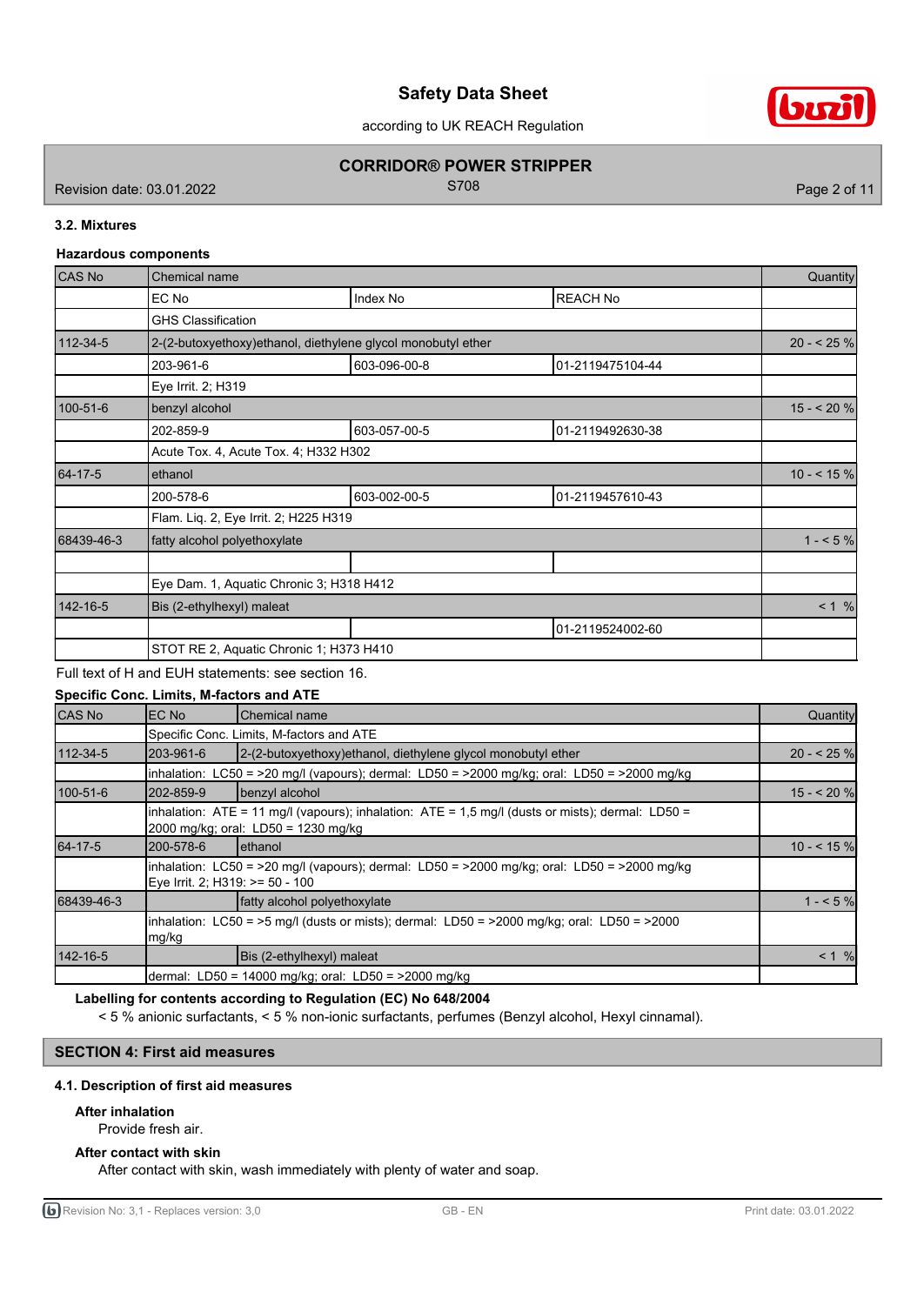### 3.2. Mixtures

**Hazardous components**

| CAS No | Chemical name | | | Quantity |
|---|---|---|---|---|
| | EC No | Index No | REACH No | |
| | GHS Classification | | | |
| 112-34-5 | 2-(2-butoxyethoxy)ethanol, diethylene glycol monobutyl ether | | | 20 - < 25 % |
| | 203-961-6 | 603-096-00-8 | 01-2119475104-44 | |
| | Eye Irrit. 2; H319 | | | |
| 100-51-6 | benzyl alcohol | | | 15 - < 20 % |
| | 202-859-9 | 603-057-00-5 | 01-2119492630-38 | |
| | Acute Tox. 4, Acute Tox. 4; H332 H302 | | | |
| 64-17-5 | ethanol | | | 10 - < 15 % |
| | 200-578-6 | 603-002-00-5 | 01-2119457610-43 | |
| | Flam. Liq. 2, Eye Irrit. 2; H225 H319 | | | |
| 68439-46-3 | fatty alcohol polyethoxylate | | | 1 - < 5 % |
| | | | | |
| | Eye Dam. 1, Aquatic Chronic 3; H318 H412 | | | |
| 142-16-5 | Bis (2-ethylhexyl) maleat | | | < 1 % |
| | | | 01-2119524002-60 | |
| | STOT RE 2, Aquatic Chronic 1; H373 H410 | | | |

Full text of H and EUH statements: see section 16.

**Specific Conc. Limits, M-factors and ATE**

| CAS No | EC No | Chemical name | Quantity |
|---|---|---|---|
| | Specific Conc. Limits, M-factors and ATE | | |
| 112-34-5 | 203-961-6 | 2-(2-butoxyethoxy)ethanol, diethylene glycol monobutyl ether | 20 - < 25 % |
| | inhalation: LC50 = >20 mg/l (vapours); dermal: LD50 = >2000 mg/kg; oral: LD50 = >2000 mg/kg | | |
| 100-51-6 | 202-859-9 | benzyl alcohol | 15 - < 20 % |
| | inhalation: ATE = 11 mg/l (vapours); inhalation: ATE = 1,5 mg/l (dusts or mists); dermal: LD50 = 2000 mg/kg; oral: LD50 = 1230 mg/kg | | |
| 64-17-5 | 200-578-6 | ethanol | 10 - < 15 % |
| | inhalation: LC50 = >20 mg/l (vapours); dermal: LD50 = >2000 mg/kg; oral: LD50 = >2000 mg/kg Eye Irrit. 2; H319: >= 50 - 100 | | |
| 68439-46-3 | | fatty alcohol polyethoxylate | 1 - < 5 % |
| | inhalation: LC50 = >5 mg/l (dusts or mists); dermal: LD50 = >2000 mg/kg; oral: LD50 = >2000 mg/kg | | |
| 142-16-5 | | Bis (2-ethylhexyl) maleat | < 1 % |
| | dermal: LD50 = 14000 mg/kg; oral: LD50 = >2000 mg/kg | | |

**Labelling for contents according to Regulation (EC) No 648/2004**

< 5 % anionic surfactants, < 5 % non-ionic surfactants, perfumes (Benzyl alcohol, Hexyl cinnamal).

## SECTION 4: First aid measures

### 4.1. Description of first aid measures

**After inhalation**

Provide fresh air.

**After contact with skin**

After contact with skin, wash immediately with plenty of water and soap.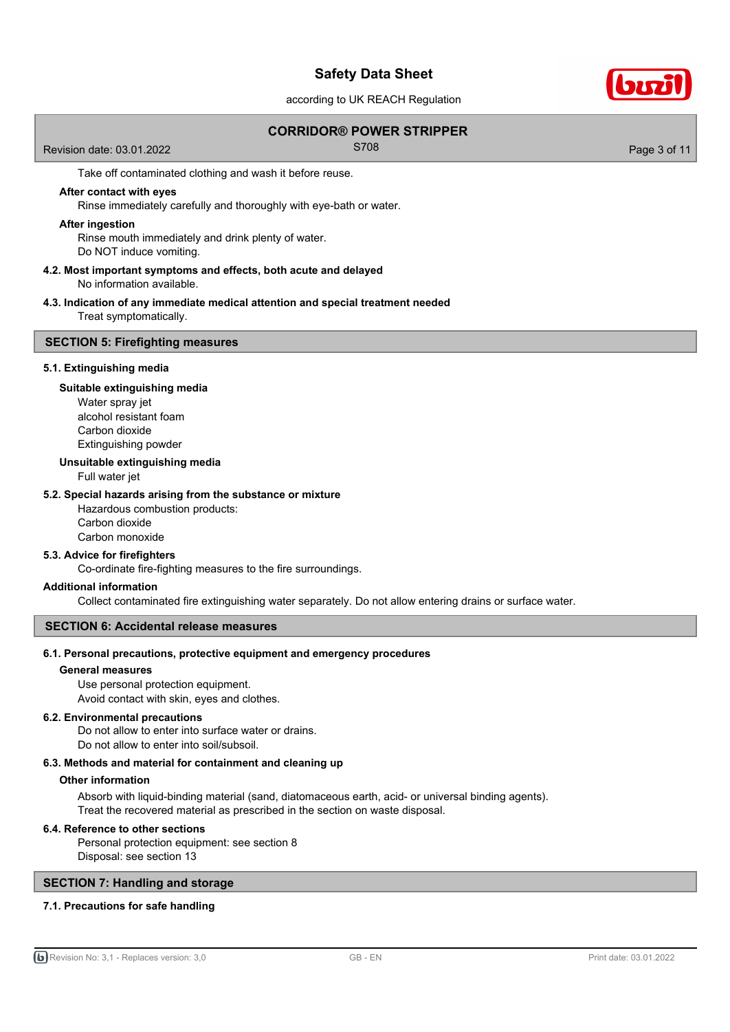Take off contaminated clothing and wash it before reuse.

**After contact with eyes**

Rinse immediately carefully and thoroughly with eye-bath or water.

**After ingestion**

Rinse mouth immediately and drink plenty of water.
Do NOT induce vomiting.

### 4.2. Most important symptoms and effects, both acute and delayed

No information available.

### 4.3. Indication of any immediate medical attention and special treatment needed

Treat symptomatically.

## SECTION 5: Firefighting measures

### 5.1. Extinguishing media

**Suitable extinguishing media**

Water spray jet
alcohol resistant foam
Carbon dioxide
Extinguishing powder

**Unsuitable extinguishing media**

Full water jet

### 5.2. Special hazards arising from the substance or mixture

Hazardous combustion products:
Carbon dioxide
Carbon monoxide

### 5.3. Advice for firefighters

Co-ordinate fire-fighting measures to the fire surroundings.

**Additional information**

Collect contaminated fire extinguishing water separately. Do not allow entering drains or surface water.

## SECTION 6: Accidental release measures

### 6.1. Personal precautions, protective equipment and emergency procedures

**General measures**

Use personal protection equipment.
Avoid contact with skin, eyes and clothes.

### 6.2. Environmental precautions

Do not allow to enter into surface water or drains.
Do not allow to enter into soil/subsoil.

### 6.3. Methods and material for containment and cleaning up

**Other information**

Absorb with liquid-binding material (sand, diatomaceous earth, acid- or universal binding agents).
Treat the recovered material as prescribed in the section on waste disposal.

### 6.4. Reference to other sections

Personal protection equipment: see section 8
Disposal: see section 13

## SECTION 7: Handling and storage

### 7.1. Precautions for safe handling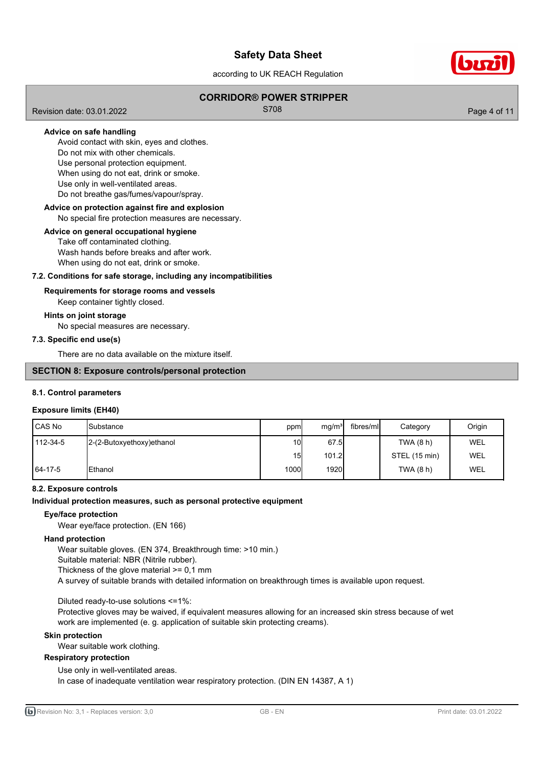**Advice on safe handling**

Avoid contact with skin, eyes and clothes.
Do not mix with other chemicals.
Use personal protection equipment.
When using do not eat, drink or smoke.
Use only in well-ventilated areas.
Do not breathe gas/fumes/vapour/spray.

**Advice on protection against fire and explosion**

No special fire protection measures are necessary.

**Advice on general occupational hygiene**

Take off contaminated clothing.
Wash hands before breaks and after work.
When using do not eat, drink or smoke.

### 7.2. Conditions for safe storage, including any incompatibilities

**Requirements for storage rooms and vessels**

Keep container tightly closed.

**Hints on joint storage**

No special measures are necessary.

### 7.3. Specific end use(s)

There are no data available on the mixture itself.

## SECTION 8: Exposure controls/personal protection

### 8.1. Control parameters

**Exposure limits (EH40)**

| CAS No | Substance | ppm | mg/m³ | fibres/ml | Category | Origin |
|---|---|---|---|---|---|---|
| 112-34-5 | 2-(2-Butoxyethoxy)ethanol | 10 | 67.5 | | TWA (8 h) | WEL |
| | | 15 | 101.2 | | STEL (15 min) | WEL |
| 64-17-5 | Ethanol | 1000 | 1920 | | TWA (8 h) | WEL |

### 8.2. Exposure controls

**Individual protection measures, such as personal protective equipment**

**Eye/face protection**

Wear eye/face protection. (EN 166)

**Hand protection**

Wear suitable gloves. (EN 374, Breakthrough time: >10 min.)
Suitable material: NBR (Nitrile rubber).
Thickness of the glove material >= 0,1 mm
A survey of suitable brands with detailed information on breakthrough times is available upon request.

Diluted ready-to-use solutions <=1%:
Protective gloves may be waived, if equivalent measures allowing for an increased skin stress because of wet work are implemented (e. g. application of suitable skin protecting creams).

**Skin protection**

Wear suitable work clothing.

**Respiratory protection**

Use only in well-ventilated areas.
In case of inadequate ventilation wear respiratory protection. (DIN EN 14387, A 1)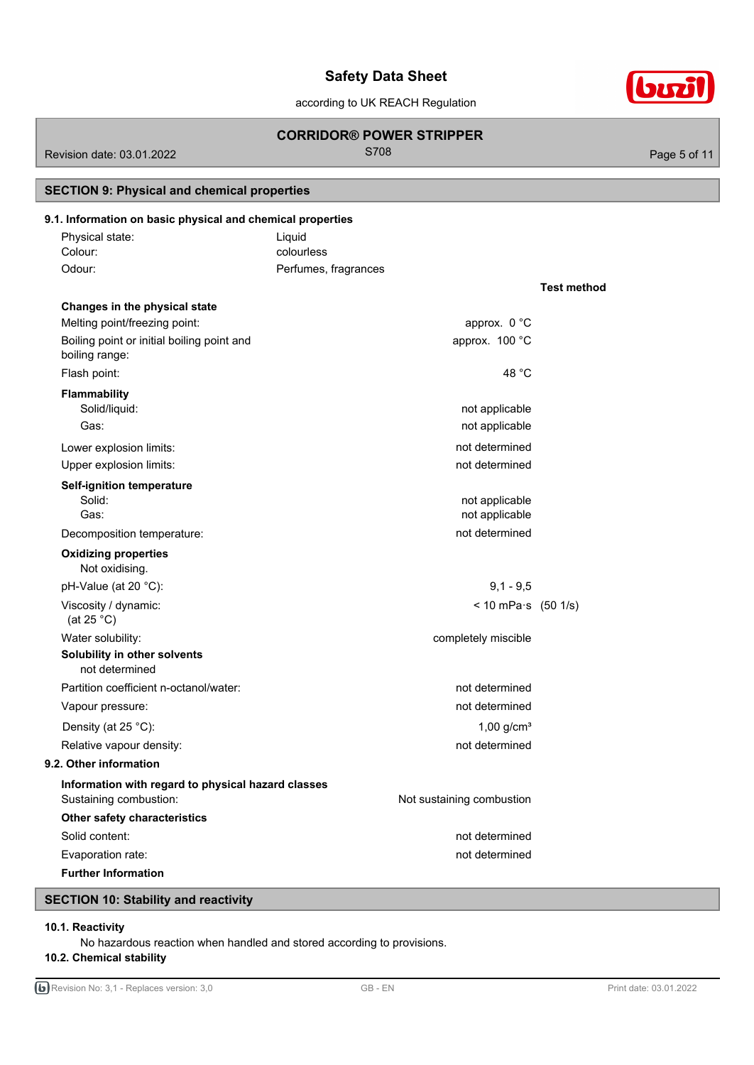## SECTION 9: Physical and chemical properties

### 9.1. Information on basic physical and chemical properties

| | | |
|---|---|---|
| Physical state: | Liquid | |
| Colour: | colourless | |
| Odour: | Perfumes, fragrances | |
| | | **Test method** |
| **Changes in the physical state** | | |
| Melting point/freezing point: | approx. 0 °C | |
| Boiling point or initial boiling point and boiling range: | approx. 100 °C | |
| Flash point: | 48 °C | |
| **Flammability** | | |
| Solid/liquid: | not applicable | |
| Gas: | not applicable | |
| Lower explosion limits: | not determined | |
| Upper explosion limits: | not determined | |
| **Self-ignition temperature** | | |
| Solid: | not applicable | |
| Gas: | not applicable | |
| Decomposition temperature: | not determined | |
| **Oxidizing properties** | | |
| Not oxidising. | | |
| pH-Value (at 20 °C): | 9,1 - 9,5 | |
| Viscosity / dynamic: (at 25 °C) | < 10 mPa·s | (50 1/s) |
| Water solubility: | completely miscible | |
| **Solubility in other solvents** | | |
| not determined | | |
| Partition coefficient n-octanol/water: | not determined | |
| Vapour pressure: | not determined | |
| Density (at 25 °C): | 1,00 g/cm³ | |
| Relative vapour density: | not determined | |

### 9.2. Other information

| | |
|---|---|
| **Information with regard to physical hazard classes** | |
| Sustaining combustion: | Not sustaining combustion |
| **Other safety characteristics** | |
| Solid content: | not determined |
| Evaporation rate: | not determined |

**Further Information**

## SECTION 10: Stability and reactivity

### 10.1. Reactivity

No hazardous reaction when handled and stored according to provisions.

### 10.2. Chemical stability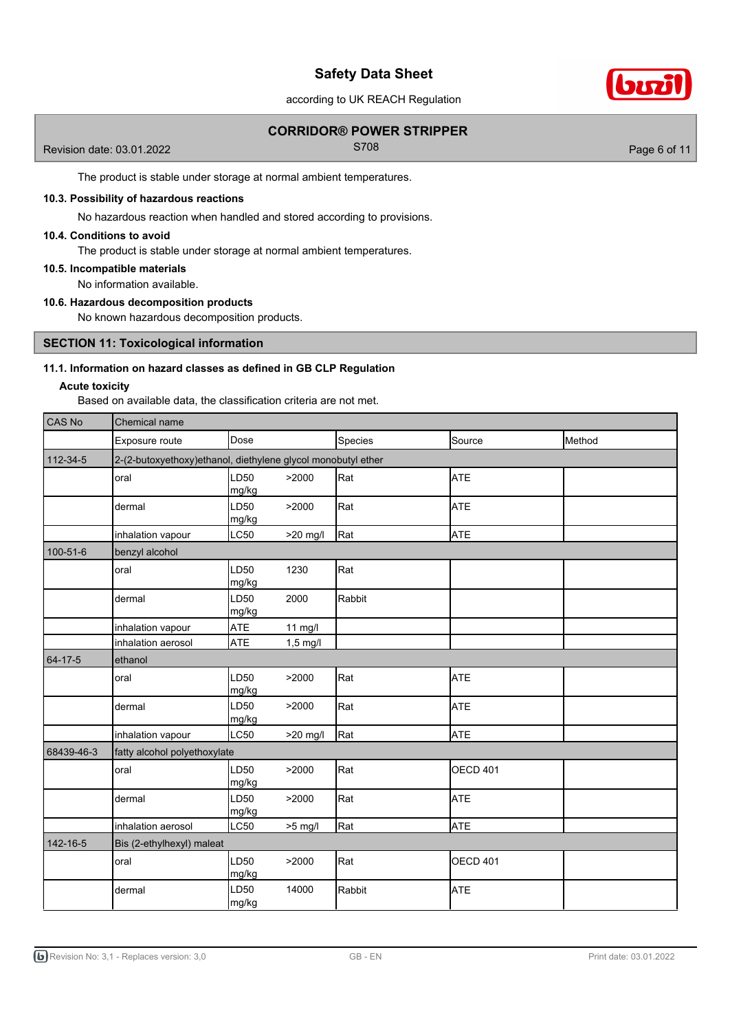The product is stable under storage at normal ambient temperatures.

### 10.3. Possibility of hazardous reactions

No hazardous reaction when handled and stored according to provisions.

### 10.4. Conditions to avoid

The product is stable under storage at normal ambient temperatures.

### 10.5. Incompatible materials

No information available.

### 10.6. Hazardous decomposition products

No known hazardous decomposition products.

## SECTION 11: Toxicological information

### 11.1. Information on hazard classes as defined in GB CLP Regulation

**Acute toxicity**

Based on available data, the classification criteria are not met.

| CAS No | Chemical name | | | | | |
|---|---|---|---|---|---|---|
| | Exposure route | Dose | | Species | Source | Method |
| 112-34-5 | 2-(2-butoxyethoxy)ethanol, diethylene glycol monobutyl ether | | | | | |
| | oral | LD50 mg/kg | >2000 | Rat | ATE | |
| | dermal | LD50 mg/kg | >2000 | Rat | ATE | |
| | inhalation vapour | LC50 | >20 mg/l | Rat | ATE | |
| 100-51-6 | benzyl alcohol | | | | | |
| | oral | LD50 mg/kg | 1230 | Rat | | |
| | dermal | LD50 mg/kg | 2000 | Rabbit | | |
| | inhalation vapour | ATE | 11 mg/l | | | |
| | inhalation aerosol | ATE | 1,5 mg/l | | | |
| 64-17-5 | ethanol | | | | | |
| | oral | LD50 mg/kg | >2000 | Rat | ATE | |
| | dermal | LD50 mg/kg | >2000 | Rat | ATE | |
| | inhalation vapour | LC50 | >20 mg/l | Rat | ATE | |
| 68439-46-3 | fatty alcohol polyethoxylate | | | | | |
| | oral | LD50 mg/kg | >2000 | Rat | OECD 401 | |
| | dermal | LD50 mg/kg | >2000 | Rat | ATE | |
| | inhalation aerosol | LC50 | >5 mg/l | Rat | ATE | |
| 142-16-5 | Bis (2-ethylhexyl) maleat | | | | | |
| | oral | LD50 mg/kg | >2000 | Rat | OECD 401 | |
| | dermal | LD50 mg/kg | 14000 | Rabbit | ATE | |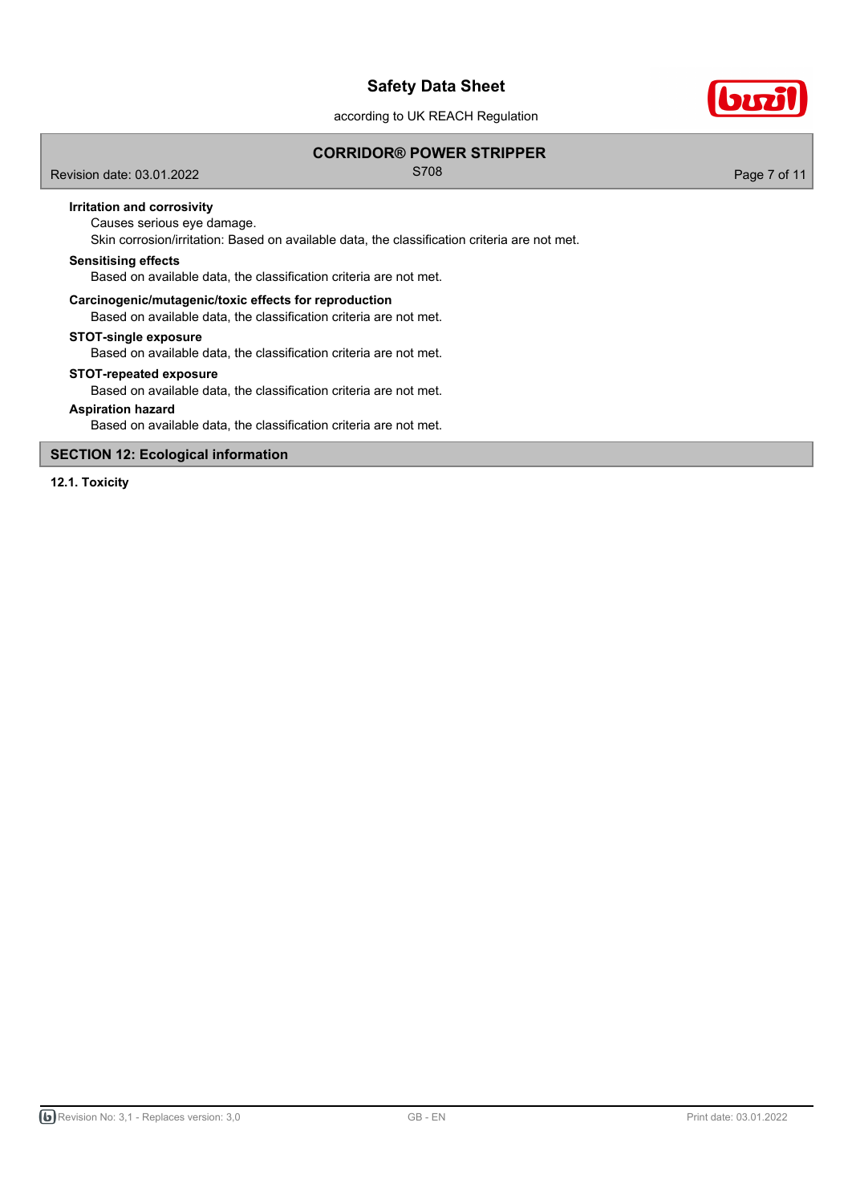**Irritation and corrosivity**

Causes serious eye damage.

Skin corrosion/irritation: Based on available data, the classification criteria are not met.

**Sensitising effects**

Based on available data, the classification criteria are not met.

**Carcinogenic/mutagenic/toxic effects for reproduction**

Based on available data, the classification criteria are not met.

**STOT-single exposure**

Based on available data, the classification criteria are not met.

**STOT-repeated exposure**

Based on available data, the classification criteria are not met.

**Aspiration hazard**

Based on available data, the classification criteria are not met.

## SECTION 12: Ecological information

### 12.1. Toxicity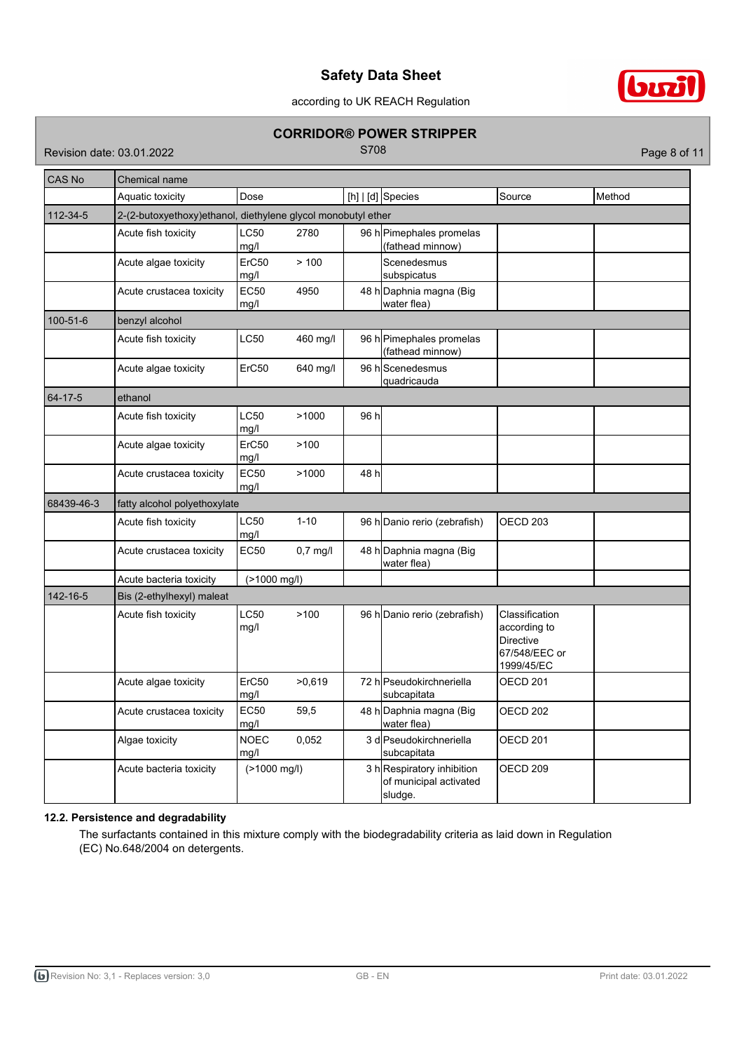| CAS No | Chemical name | | | | | |
|---|---|---|---|---|---|---|
| | Aquatic toxicity | Dose | [h] \| [d] | Species | Source | Method |
| 112-34-5 | 2-(2-butoxyethoxy)ethanol, diethylene glycol monobutyl ether | | | | | |
| | Acute fish toxicity | LC50 2780 mg/l | 96 h | Pimephales promelas (fathead minnow) | | |
| | Acute algae toxicity | ErC50 > 100 mg/l | | Scenedesmus subspicatus | | |
| | Acute crustacea toxicity | EC50 4950 mg/l | 48 h | Daphnia magna (Big water flea) | | |
| 100-51-6 | benzyl alcohol | | | | | |
| | Acute fish toxicity | LC50 460 mg/l | 96 h | Pimephales promelas (fathead minnow) | | |
| | Acute algae toxicity | ErC50 640 mg/l | 96 h | Scenedesmus quadricauda | | |
| 64-17-5 | ethanol | | | | | |
| | Acute fish toxicity | LC50 >1000 mg/l | 96 h | | | |
| | Acute algae toxicity | ErC50 >100 mg/l | | | | |
| | Acute crustacea toxicity | EC50 >1000 mg/l | 48 h | | | |
| 68439-46-3 | fatty alcohol polyethoxylate | | | | | |
| | Acute fish toxicity | LC50 1-10 mg/l | 96 h | Danio rerio (zebrafish) | OECD 203 | |
| | Acute crustacea toxicity | EC50 0,7 mg/l | 48 h | Daphnia magna (Big water flea) | | |
| | Acute bacteria toxicity | (>1000 mg/l) | | | | |
| 142-16-5 | Bis (2-ethylhexyl) maleat | | | | | |
| | Acute fish toxicity | LC50 >100 mg/l | 96 h | Danio rerio (zebrafish) | Classification according to Directive 67/548/EEC or 1999/45/EC | |
| | Acute algae toxicity | ErC50 >0,619 mg/l | 72 h | Pseudokirchneriella subcapitata | OECD 201 | |
| | Acute crustacea toxicity | EC50 59,5 mg/l | 48 h | Daphnia magna (Big water flea) | OECD 202 | |
| | Algae toxicity | NOEC 0,052 mg/l | 3 d | Pseudokirchneriella subcapitata | OECD 201 | |
| | Acute bacteria toxicity | (>1000 mg/l) | 3 h | Respiratory inhibition of municipal activated sludge. | OECD 209 | |

**12.2. Persistence and degradability**

The surfactants contained in this mixture comply with the biodegradability criteria as laid down in Regulation (EC) No.648/2004 on detergents.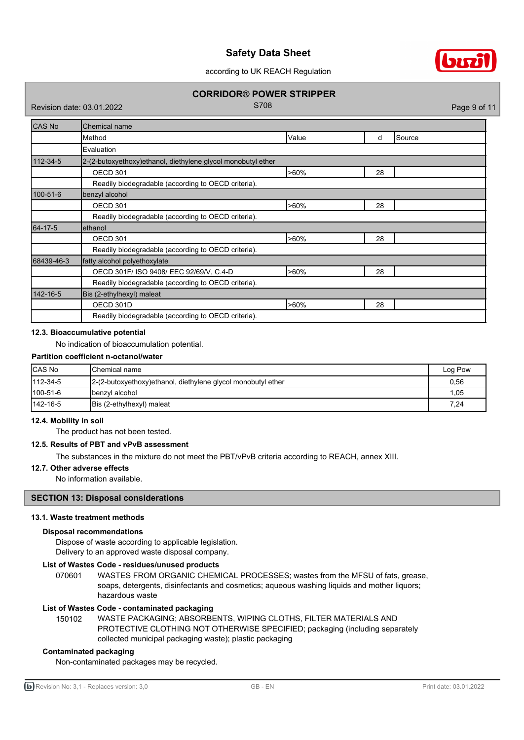| CAS No | Chemical name | | | |
|---|---|---|---|---|
| | Method | Value | d | Source |
| | Evaluation | | | |
| 112-34-5 | 2-(2-butoxyethoxy)ethanol, diethylene glycol monobutyl ether | | | |
| | OECD 301 | >60% | 28 | |
| | Readily biodegradable (according to OECD criteria). | | | |
| 100-51-6 | benzyl alcohol | | | |
| | OECD 301 | >60% | 28 | |
| | Readily biodegradable (according to OECD criteria). | | | |
| 64-17-5 | ethanol | | | |
| | OECD 301 | >60% | 28 | |
| | Readily biodegradable (according to OECD criteria). | | | |
| 68439-46-3 | fatty alcohol polyethoxylate | | | |
| | OECD 301F/ ISO 9408/ EEC 92/69/V, C.4-D | >60% | 28 | |
| | Readily biodegradable (according to OECD criteria). | | | |
| 142-16-5 | Bis (2-ethylhexyl) maleat | | | |
| | OECD 301D | >60% | 28 | |
| | Readily biodegradable (according to OECD criteria). | | | |

### 12.3. Bioaccumulative potential

No indication of bioaccumulation potential.

**Partition coefficient n-octanol/water**

| CAS No | Chemical name | Log Pow |
|---|---|---|
| 112-34-5 | 2-(2-butoxyethoxy)ethanol, diethylene glycol monobutyl ether | 0,56 |
| 100-51-6 | benzyl alcohol | 1,05 |
| 142-16-5 | Bis (2-ethylhexyl) maleat | 7,24 |

### 12.4. Mobility in soil

The product has not been tested.

### 12.5. Results of PBT and vPvB assessment

The substances in the mixture do not meet the PBT/vPvB criteria according to REACH, annex XIII.

### 12.7. Other adverse effects

No information available.

## SECTION 13: Disposal considerations

### 13.1. Waste treatment methods

**Disposal recommendations**

Dispose of waste according to applicable legislation.
Delivery to an approved waste disposal company.

**List of Wastes Code - residues/unused products**

070601 WASTES FROM ORGANIC CHEMICAL PROCESSES; wastes from the MFSU of fats, grease, soaps, detergents, disinfectants and cosmetics; aqueous washing liquids and mother liquors; hazardous waste

**List of Wastes Code - contaminated packaging**

150102 WASTE PACKAGING; ABSORBENTS, WIPING CLOTHS, FILTER MATERIALS AND PROTECTIVE CLOTHING NOT OTHERWISE SPECIFIED; packaging (including separately collected municipal packaging waste); plastic packaging

**Contaminated packaging**

Non-contaminated packages may be recycled.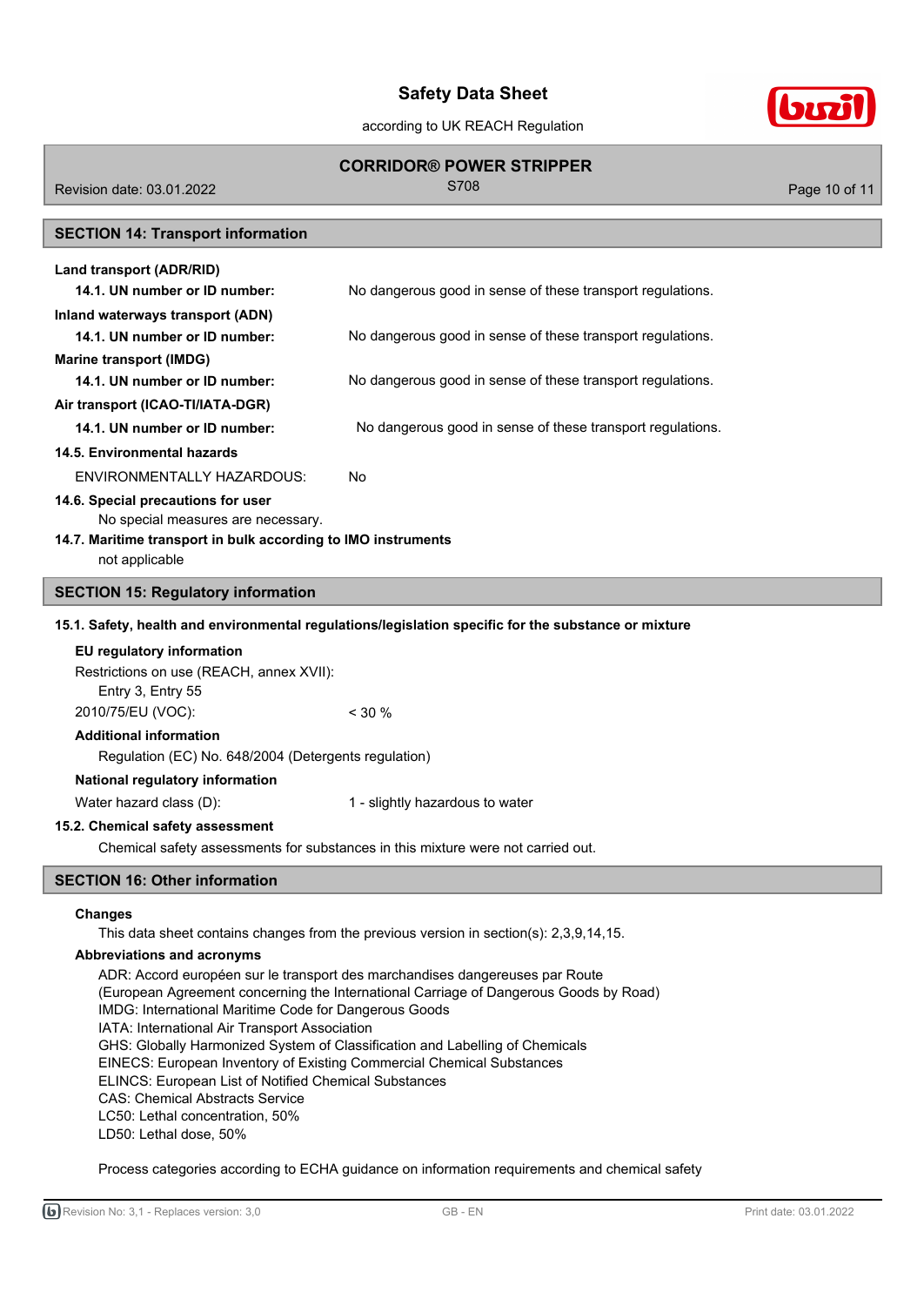## SECTION 14: Transport information

**Land transport (ADR/RID)**

**14.1. UN number or ID number:** No dangerous good in sense of these transport regulations.

**Inland waterways transport (ADN)**

**14.1. UN number or ID number:** No dangerous good in sense of these transport regulations.

**Marine transport (IMDG)**

**14.1. UN number or ID number:** No dangerous good in sense of these transport regulations.

**Air transport (ICAO-TI/IATA-DGR)**

**14.1. UN number or ID number:** No dangerous good in sense of these transport regulations.

**14.5. Environmental hazards**

ENVIRONMENTALLY HAZARDOUS: No

**14.6. Special precautions for user**

No special measures are necessary.

**14.7. Maritime transport in bulk according to IMO instruments**

not applicable

## SECTION 15: Regulatory information

**15.1. Safety, health and environmental regulations/legislation specific for the substance or mixture**

**EU regulatory information**

Restrictions on use (REACH, annex XVII):

Entry 3, Entry 55

2010/75/EU (VOC): < 30 %

**Additional information**

Regulation (EC) No. 648/2004 (Detergents regulation)

**National regulatory information**

Water hazard class (D): 1 - slightly hazardous to water

**15.2. Chemical safety assessment**

Chemical safety assessments for substances in this mixture were not carried out.

## SECTION 16: Other information

**Changes**

This data sheet contains changes from the previous version in section(s): 2,3,9,14,15.

**Abbreviations and acronyms**

ADR: Accord européen sur le transport des marchandises dangereuses par Route
(European Agreement concerning the International Carriage of Dangerous Goods by Road)
IMDG: International Maritime Code for Dangerous Goods
IATA: International Air Transport Association
GHS: Globally Harmonized System of Classification and Labelling of Chemicals
EINECS: European Inventory of Existing Commercial Chemical Substances
ELINCS: European List of Notified Chemical Substances
CAS: Chemical Abstracts Service
LC50: Lethal concentration, 50%
LD50: Lethal dose, 50%

Process categories according to ECHA guidance on information requirements and chemical safety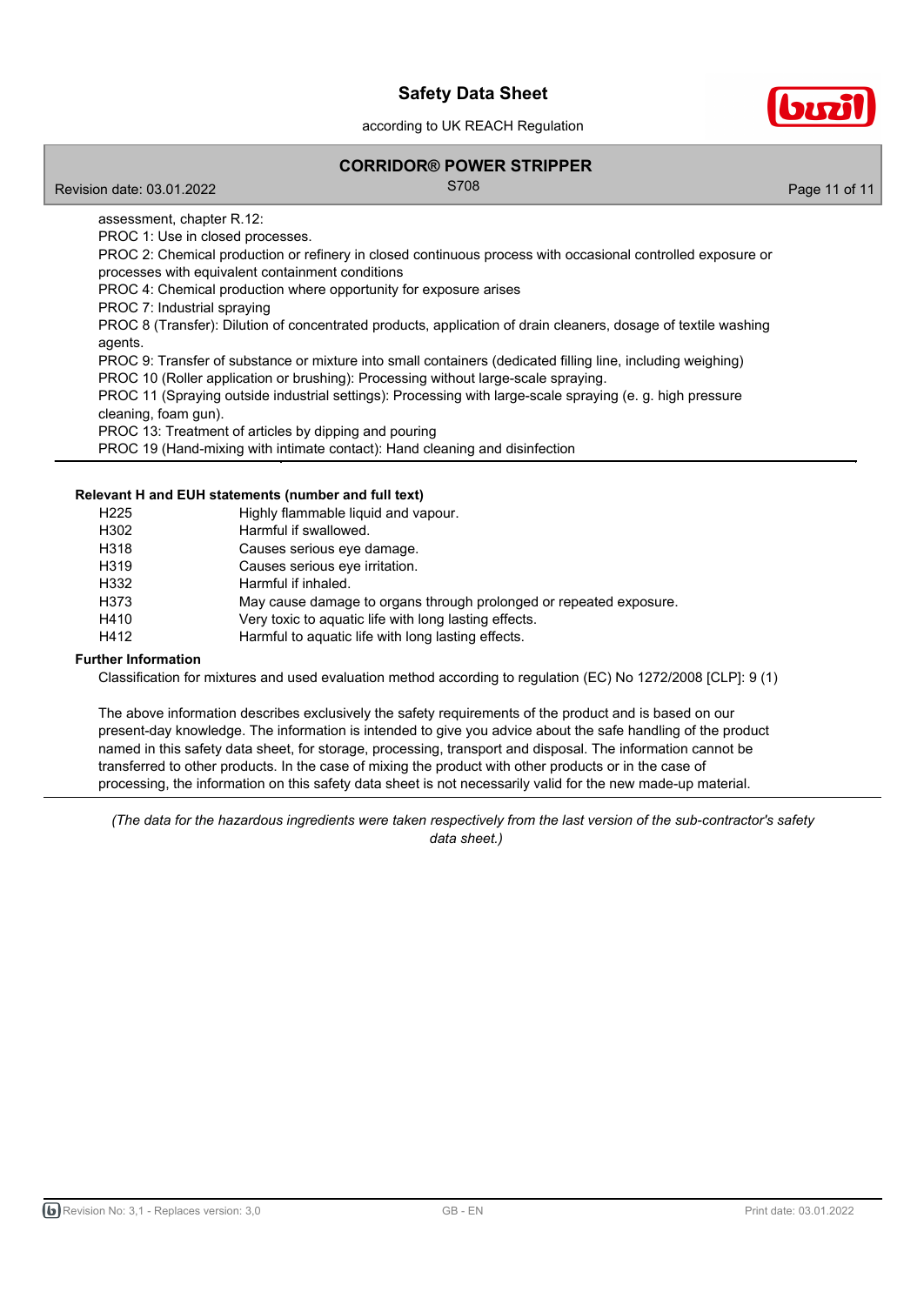assessment, chapter R.12:
PROC 1: Use in closed processes.
PROC 2: Chemical production or refinery in closed continuous process with occasional controlled exposure or processes with equivalent containment conditions
PROC 4: Chemical production where opportunity for exposure arises
PROC 7: Industrial spraying
PROC 8 (Transfer): Dilution of concentrated products, application of drain cleaners, dosage of textile washing agents.
PROC 9: Transfer of substance or mixture into small containers (dedicated filling line, including weighing)
PROC 10 (Roller application or brushing): Processing without large-scale spraying.
PROC 11 (Spraying outside industrial settings): Processing with large-scale spraying (e. g. high pressure cleaning, foam gun).
PROC 13: Treatment of articles by dipping and pouring
PROC 19 (Hand-mixing with intimate contact): Hand cleaning and disinfection

**Relevant H and EUH statements (number and full text)**

| | |
|---|---|
| H225 | Highly flammable liquid and vapour. |
| H302 | Harmful if swallowed. |
| H318 | Causes serious eye damage. |
| H319 | Causes serious eye irritation. |
| H332 | Harmful if inhaled. |
| H373 | May cause damage to organs through prolonged or repeated exposure. |
| H410 | Very toxic to aquatic life with long lasting effects. |
| H412 | Harmful to aquatic life with long lasting effects. |

**Further Information**

Classification for mixtures and used evaluation method according to regulation (EC) No 1272/2008 [CLP]: 9 (1)

The above information describes exclusively the safety requirements of the product and is based on our present-day knowledge. The information is intended to give you advice about the safe handling of the product named in this safety data sheet, for storage, processing, transport and disposal. The information cannot be transferred to other products. In the case of mixing the product with other products or in the case of processing, the information on this safety data sheet is not necessarily valid for the new made-up material.

*(The data for the hazardous ingredients were taken respectively from the last version of the sub-contractor's safety data sheet.)*